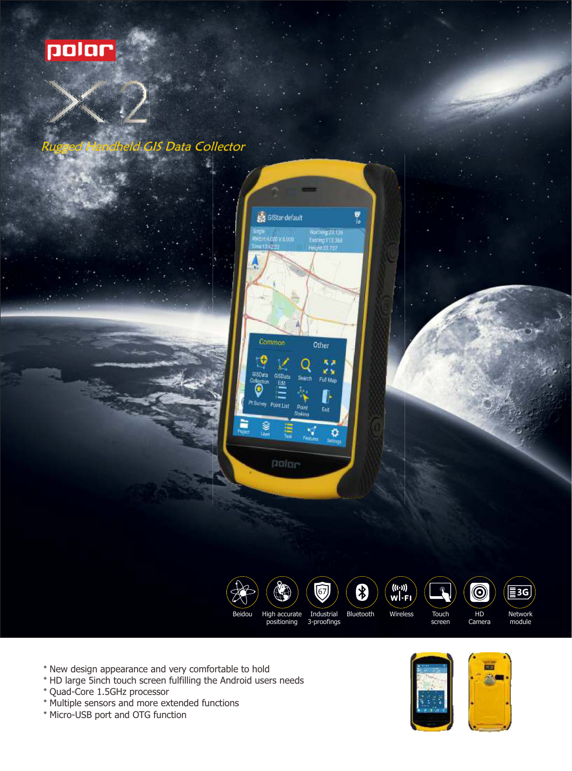# polar

# X2

*Rugged Handheld GIS Data Collector*

Beidou | High accurate positioning | Industrial 3-proofings | Bluetooth | Wireless | Touch screen | HD Camera | Network module

* New design appearance and very comfortable to hold
* HD large 5inch touch screen fulfilling the Android users needs
* Quad-Core 1.5GHz processor
* Multiple sensors and more extended functions
* Micro-USB port and OTG function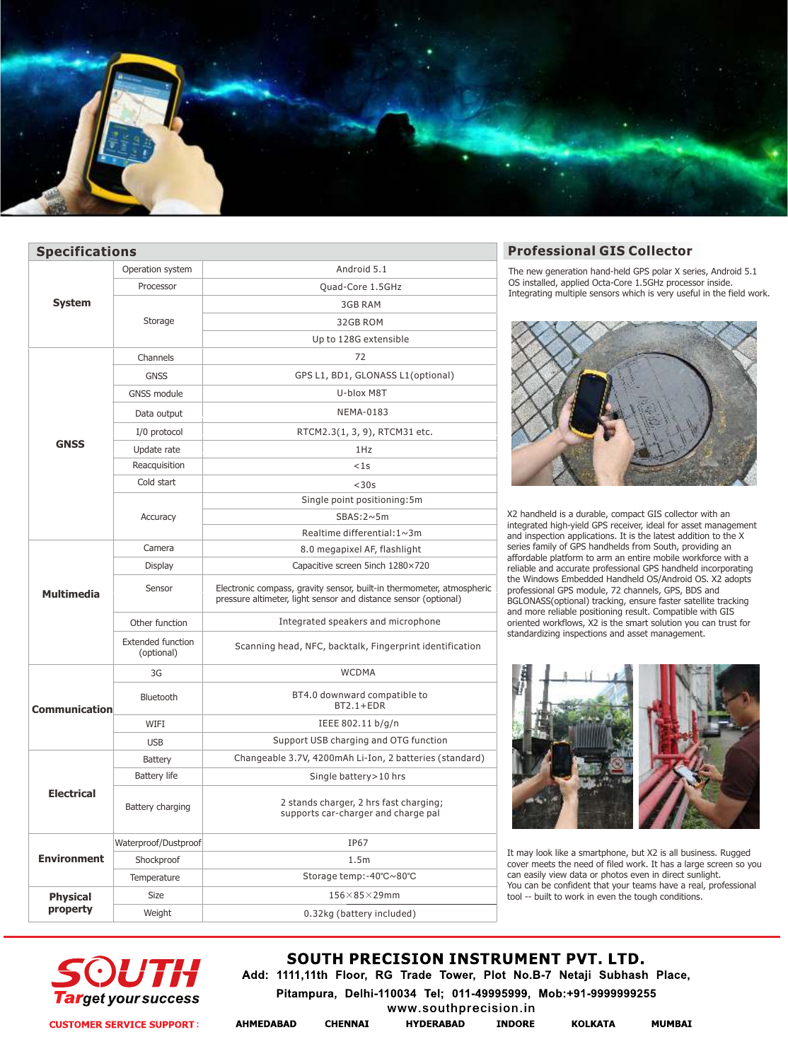## Specifications

| | | |
|---|---|---|
| **System** | Operation system | Android 5.1 |
| | Processor | Quad-Core 1.5GHz |
| | Storage | 3GB RAM |
| | | 32GB ROM |
| | | Up to 128G extensible |
| **GNSS** | Channels | 72 |
| | GNSS | GPS L1, BD1, GLONASS L1(optional) |
| | GNSS module | U-blox M8T |
| | Data output | NEMA-0183 |
| | I/0 protocol | RTCM2.3(1, 3, 9), RTCM31 etc. |
| | Update rate | 1Hz |
| | Reacquisition | <1s |
| | Cold start | <30s |
| | Accuracy | Single point positioning:5m |
| | | SBAS:2~5m |
| | | Realtime differential:1~3m |
| **Multimedia** | Camera | 8.0 megapixel AF, flashlight |
| | Display | Capacitive screen 5inch 1280×720 |
| | Sensor | Electronic compass, gravity sensor, built-in thermometer, atmospheric pressure altimeter, light sensor and distance sensor (optional) |
| | Other function | Integrated speakers and microphone |
| | Extended function (optional) | Scanning head, NFC, backtalk, Fingerprint identification |
| **Communication** | 3G | WCDMA |
| | Bluetooth | BT4.0 downward compatible to BT2.1+EDR |
| | WIFI | IEEE 802.11 b/g/n |
| | USB | Support USB charging and OTG function |
| **Electrical** | Battery | Changeable 3.7V, 4200mAh Li-Ion, 2 batteries (standard) |
| | Battery life | Single battery>10 hrs |
| | Battery charging | 2 stands charger, 2 hrs fast charging; supports car-charger and charge pal |
| **Environment** | Waterproof/Dustproof | IP67 |
| | Shockproof | 1.5m |
| | Temperature | Storage temp:-40℃~80℃ |
| **Physical property** | Size | 156×85×29mm |
| | Weight | 0.32kg (battery included) |

## Professional GIS Collector

The new generation hand-held GPS polar X series, Android 5.1 OS installed, applied Octa-Core 1.5GHz processor inside. Integrating multiple sensors which is very useful in the field work.

X2 handheld is a durable, compact GIS collector with an integrated high-yield GPS receiver, ideal for asset management and inspection applications. It is the latest addition to the X series family of GPS handhelds from South, providing an affordable platform to arm an entire mobile workforce with a reliable and accurate professional GPS handheld incorporating the Windows Embedded Handheld OS/Android OS. X2 adopts professional GPS module, 72 channels, GPS, BDS and BGLONASS(optional) tracking, ensure faster satellite tracking and more reliable positioning result. Compatible with GIS oriented workflows, X2 is the smart solution you can trust for standardizing inspections and asset management.

It may look like a smartphone, but X2 is all business. Rugged cover meets the need of filed work. It has a large screen so you can easily view data or photos even in direct sunlight. You can be confident that your teams have a real, professional tool -- built to work in even the tough conditions.

**SOUTH** *Target your success*

**SOUTH PRECISION INSTRUMENT PVT. LTD.**

**Add: 1111,11th Floor, RG Trade Tower, Plot No.B-7 Netaji Subhash Place, Pitampura, Delhi-110034 Tel; 011-49995999, Mob:+91-9999999255**

www.southprecision.in

**CUSTOMER SERVICE SUPPORT:** AHMEDABAD CHENNAI HYDERABAD INDORE KOLKATA MUMBAI